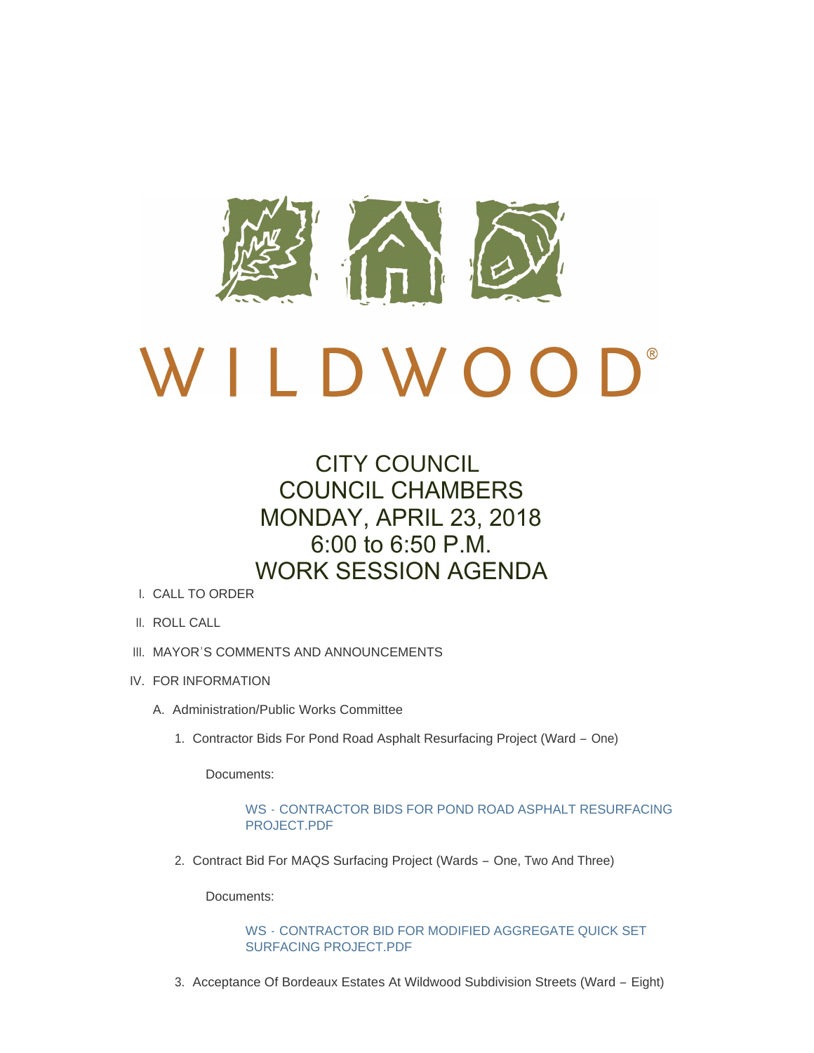WILDWOOD®

# CITY COUNCIL
# COUNCIL CHAMBERS
# MONDAY, APRIL 23, 2018
# 6:00 to 6:50 P.M.
# WORK SESSION AGENDA

I. CALL TO ORDER

II. ROLL CALL

III. MAYOR'S COMMENTS AND ANNOUNCEMENTS

IV. FOR INFORMATION

A. Administration/Public Works Committee

1. Contractor Bids For Pond Road Asphalt Resurfacing Project (Ward – One)

   Documents:

   WS - CONTRACTOR BIDS FOR POND ROAD ASPHALT RESURFACING PROJECT.PDF

2. Contract Bid For MAQS Surfacing Project (Wards – One, Two And Three)

   Documents:

   WS - CONTRACTOR BID FOR MODIFIED AGGREGATE QUICK SET SURFACING PROJECT.PDF

3. Acceptance Of Bordeaux Estates At Wildwood Subdivision Streets (Ward – Eight)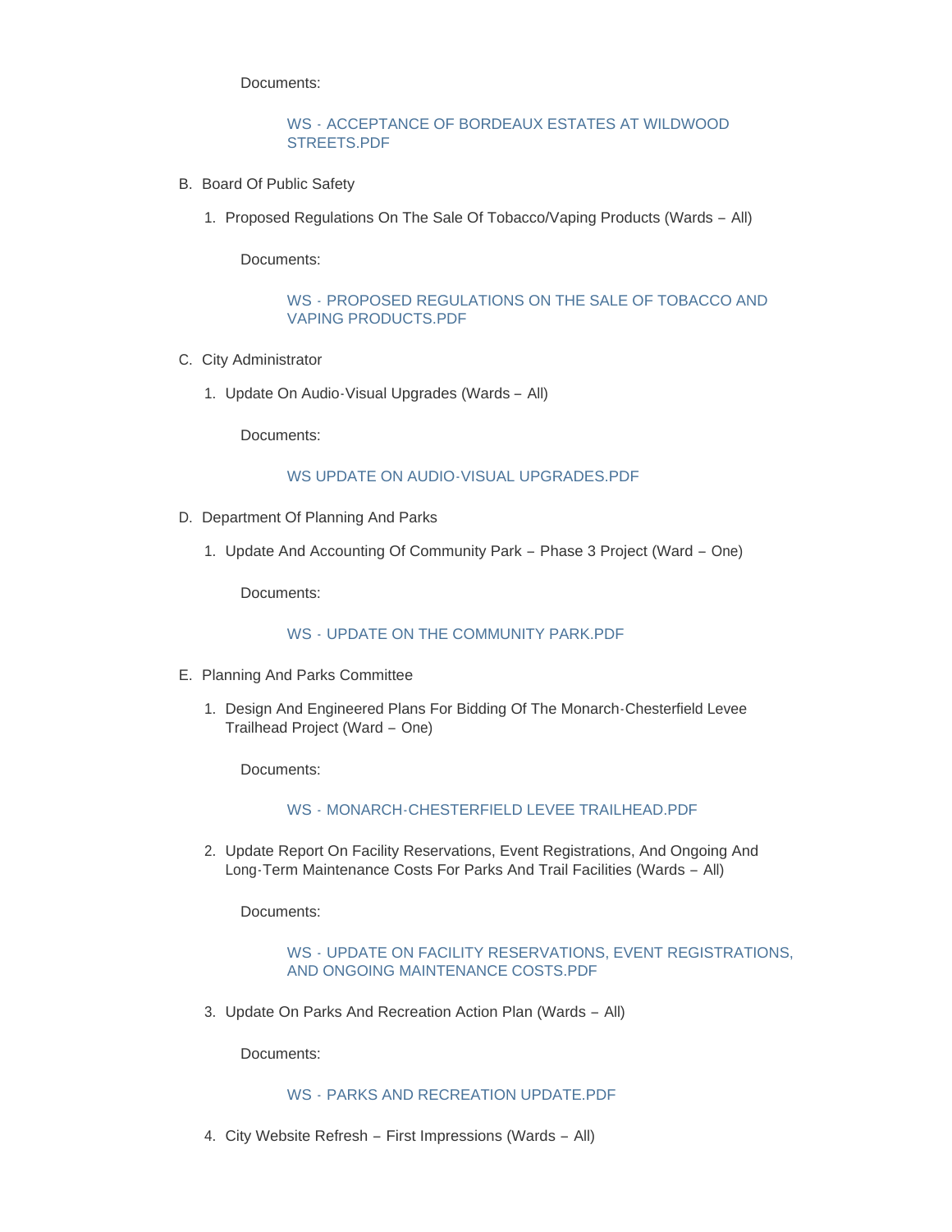Documents:

WS - ACCEPTANCE OF BORDEAUX ESTATES AT WILDWOOD STREETS.PDF

B. Board Of Public Safety

   1. Proposed Regulations On The Sale Of Tobacco/Vaping Products (Wards – All)

      Documents:

      WS - PROPOSED REGULATIONS ON THE SALE OF TOBACCO AND VAPING PRODUCTS.PDF

C. City Administrator

   1. Update On Audio-Visual Upgrades (Wards – All)

      Documents:

      WS UPDATE ON AUDIO-VISUAL UPGRADES.PDF

D. Department Of Planning And Parks

   1. Update And Accounting Of Community Park – Phase 3 Project (Ward – One)

      Documents:

      WS - UPDATE ON THE COMMUNITY PARK.PDF

E. Planning And Parks Committee

   1. Design And Engineered Plans For Bidding Of The Monarch-Chesterfield Levee Trailhead Project (Ward – One)

      Documents:

      WS - MONARCH-CHESTERFIELD LEVEE TRAILHEAD.PDF

   2. Update Report On Facility Reservations, Event Registrations, And Ongoing And Long-Term Maintenance Costs For Parks And Trail Facilities (Wards – All)

      Documents:

      WS - UPDATE ON FACILITY RESERVATIONS, EVENT REGISTRATIONS, AND ONGOING MAINTENANCE COSTS.PDF

   3. Update On Parks And Recreation Action Plan (Wards – All)

      Documents:

      WS - PARKS AND RECREATION UPDATE.PDF

   4. City Website Refresh – First Impressions (Wards – All)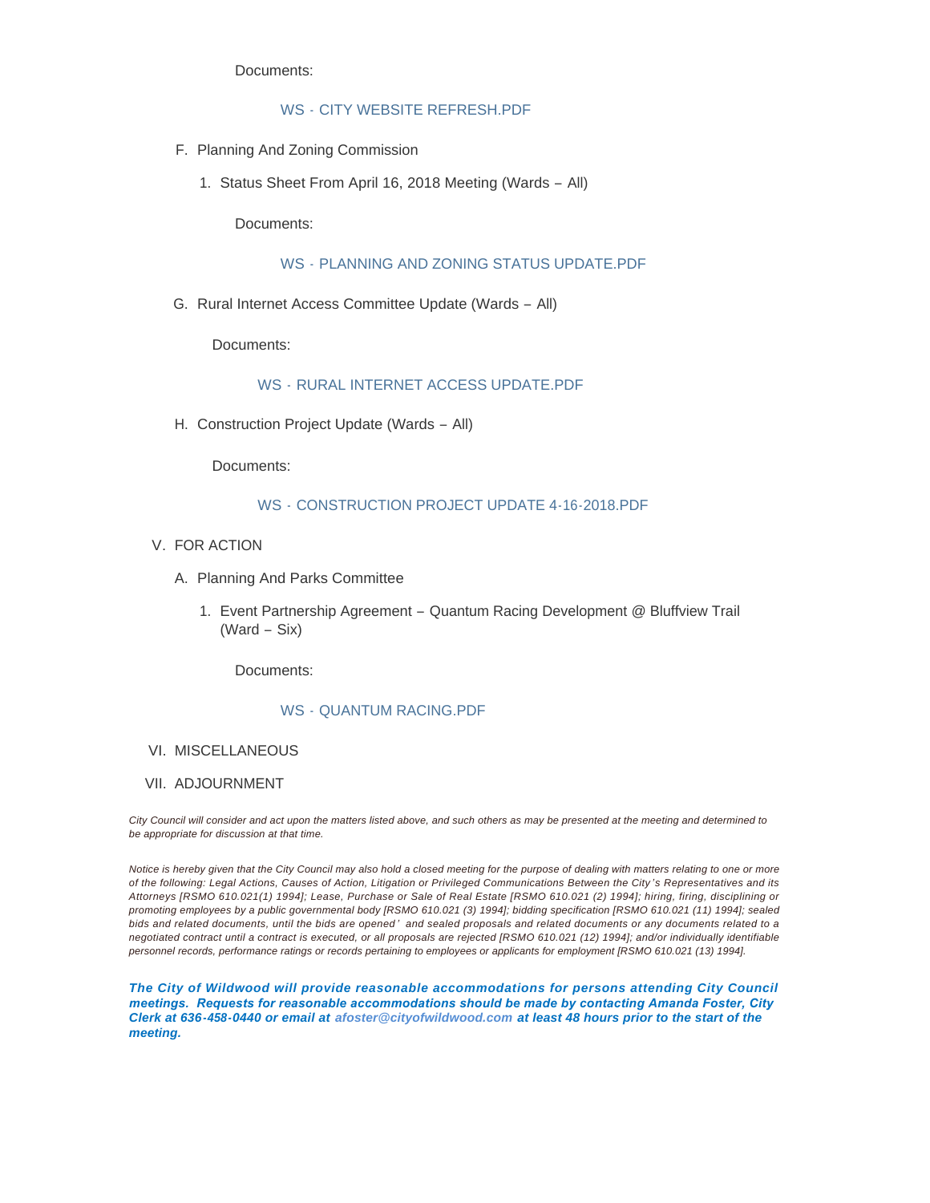Documents:

WS - CITY WEBSITE REFRESH.PDF

F. Planning And Zoning Commission

1. Status Sheet From April 16, 2018 Meeting (Wards – All)

Documents:

WS - PLANNING AND ZONING STATUS UPDATE.PDF

G. Rural Internet Access Committee Update (Wards – All)

Documents:

WS - RURAL INTERNET ACCESS UPDATE.PDF

H. Construction Project Update (Wards – All)

Documents:

WS - CONSTRUCTION PROJECT UPDATE 4-16-2018.PDF

V. FOR ACTION

A. Planning And Parks Committee

1. Event Partnership Agreement – Quantum Racing Development @ Bluffview Trail (Ward – Six)

Documents:

WS - QUANTUM RACING.PDF

VI. MISCELLANEOUS

VII. ADJOURNMENT

*City Council will consider and act upon the matters listed above, and such others as may be presented at the meeting and determined to be appropriate for discussion at that time.*

*Notice is hereby given that the City Council may also hold a closed meeting for the purpose of dealing with matters relating to one or more of the following: Legal Actions, Causes of Action, Litigation or Privileged Communications Between the City's Representatives and its Attorneys [RSMO 610.021(1) 1994]; Lease, Purchase or Sale of Real Estate [RSMO 610.021 (2) 1994]; hiring, firing, disciplining or promoting employees by a public governmental body [RSMO 610.021 (3) 1994]; bidding specification [RSMO 610.021 (11) 1994]; sealed bids and related documents, until the bids are opened' and sealed proposals and related documents or any documents related to a negotiated contract until a contract is executed, or all proposals are rejected [RSMO 610.021 (12) 1994]; and/or individually identifiable personnel records, performance ratings or records pertaining to employees or applicants for employment [RSMO 610.021 (13) 1994].*

***The City of Wildwood will provide reasonable accommodations for persons attending City Council meetings. Requests for reasonable accommodations should be made by contacting Amanda Foster, City Clerk at 636-458-0440 or email at afoster@cityofwildwood.com at least 48 hours prior to the start of the meeting.***